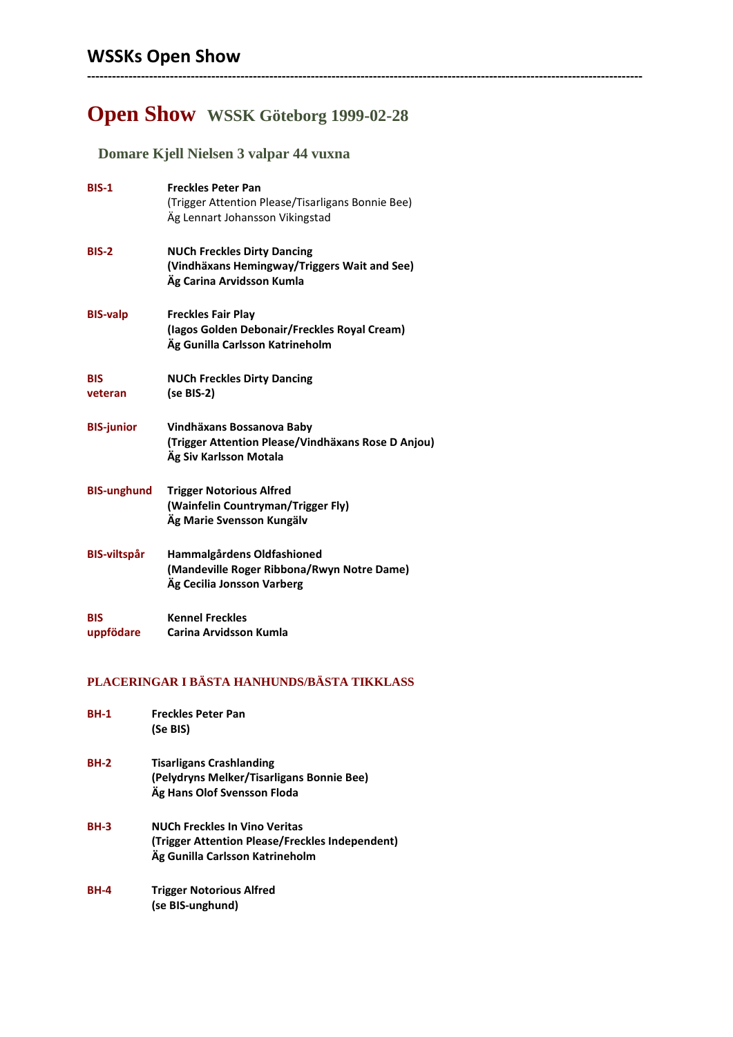# WSSKs Open Show

---

## Open Show WSSK Göteborg 1999-02-28

### Domare Kjell Nielsen 3 valpar 44 vuxna

**BIS-1** **Freckles Peter Pan**
(Trigger Attention Please/Tisarligans Bonnie Bee)
Äg Lennart Johansson Vikingstad

**BIS-2** **NUCh Freckles Dirty Dancing**
**(Vindhäxans Hemingway/Triggers Wait and See)**
**Äg Carina Arvidsson Kumla**

**BIS-valp** **Freckles Fair Play**
**(Iagos Golden Debonair/Freckles Royal Cream)**
**Äg Gunilla Carlsson Katrineholm**

**BIS veteran** **NUCh Freckles Dirty Dancing**
**(se BIS-2)**

**BIS-junior** **Vindhäxans Bossanova Baby**
**(Trigger Attention Please/Vindhäxans Rose D Anjou)**
**Äg Siv Karlsson Motala**

**BIS-unghund** **Trigger Notorious Alfred**
**(Wainfelin Countryman/Trigger Fly)**
**Äg Marie Svensson Kungälv**

**BIS-viltspår** **Hammalgårdens Oldfashioned**
**(Mandeville Roger Ribbona/Rwyn Notre Dame)**
**Äg Cecilia Jonsson Varberg**

**BIS uppfödare** **Kennel Freckles**
**Carina Arvidsson Kumla**

#### PLACERINGAR I BÄSTA HANHUNDS/BÄSTA TIKKLASS

**BH-1** **Freckles Peter Pan**
**(Se BIS)**

**BH-2** **Tisarligans Crashlanding**
**(Pelydryns Melker/Tisarligans Bonnie Bee)**
**Äg Hans Olof Svensson Floda**

**BH-3** **NUCh Freckles In Vino Veritas**
**(Trigger Attention Please/Freckles Independent)**
**Äg Gunilla Carlsson Katrineholm**

**BH-4** **Trigger Notorious Alfred**
**(se BIS-unghund)**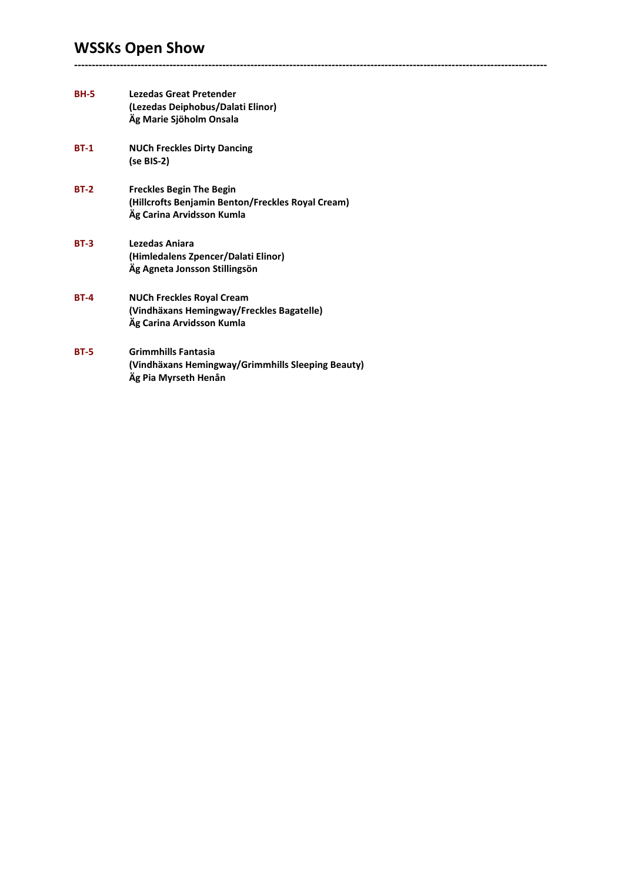# WSSKs Open Show

---

**BH-5** **Lezedas Great Pretender**
**(Lezedas Deiphobus/Dalati Elinor)**
**Äg Marie Sjöholm Onsala**

**BT-1** **NUCh Freckles Dirty Dancing**
**(se BIS-2)**

**BT-2** **Freckles Begin The Begin**
**(Hillcrofts Benjamin Benton/Freckles Royal Cream)**
**Äg Carina Arvidsson Kumla**

**BT-3** **Lezedas Aniara**
**(Himledalens Zpencer/Dalati Elinor)**
**Äg Agneta Jonsson Stillingsön**

**BT-4** **NUCh Freckles Royal Cream**
**(Vindhäxans Hemingway/Freckles Bagatelle)**
**Äg Carina Arvidsson Kumla**

**BT-5** **Grimmhills Fantasia**
**(Vindhäxans Hemingway/Grimmhills Sleeping Beauty)**
**Äg Pia Myrseth Henån**